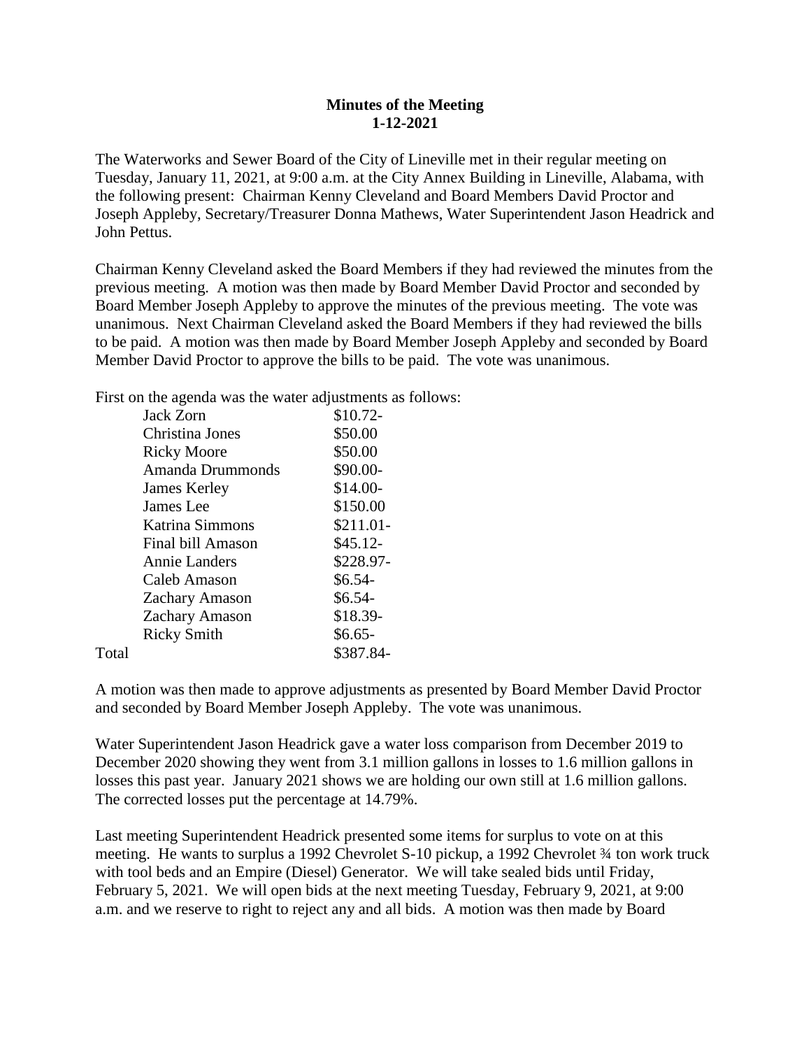**Minutes of the Meeting**
**1-12-2021**

The Waterworks and Sewer Board of the City of Lineville met in their regular meeting on Tuesday, January 11, 2021, at 9:00 a.m. at the City Annex Building in Lineville, Alabama, with the following present: Chairman Kenny Cleveland and Board Members David Proctor and Joseph Appleby, Secretary/Treasurer Donna Mathews, Water Superintendent Jason Headrick and John Pettus.

Chairman Kenny Cleveland asked the Board Members if they had reviewed the minutes from the previous meeting. A motion was then made by Board Member David Proctor and seconded by Board Member Joseph Appleby to approve the minutes of the previous meeting. The vote was unanimous. Next Chairman Cleveland asked the Board Members if they had reviewed the bills to be paid. A motion was then made by Board Member Joseph Appleby and seconded by Board Member David Proctor to approve the bills to be paid. The vote was unanimous.

First on the agenda was the water adjustments as follows:

| | | |
|---|---|---|
| | Jack Zorn | $10.72- |
| | Christina Jones | $50.00 |
| | Ricky Moore | $50.00 |
| | Amanda Drummonds | $90.00- |
| | James Kerley | $14.00- |
| | James Lee | $150.00 |
| | Katrina Simmons | $211.01- |
| | Final bill Amason | $45.12- |
| | Annie Landers | $228.97- |
| | Caleb Amason | $6.54- |
| | Zachary Amason | $6.54- |
| | Zachary Amason | $18.39- |
| | Ricky Smith | $6.65- |
| Total | | $387.84- |

A motion was then made to approve adjustments as presented by Board Member David Proctor and seconded by Board Member Joseph Appleby. The vote was unanimous.

Water Superintendent Jason Headrick gave a water loss comparison from December 2019 to December 2020 showing they went from 3.1 million gallons in losses to 1.6 million gallons in losses this past year. January 2021 shows we are holding our own still at 1.6 million gallons. The corrected losses put the percentage at 14.79%.

Last meeting Superintendent Headrick presented some items for surplus to vote on at this meeting. He wants to surplus a 1992 Chevrolet S-10 pickup, a 1992 Chevrolet ¾ ton work truck with tool beds and an Empire (Diesel) Generator. We will take sealed bids until Friday, February 5, 2021. We will open bids at the next meeting Tuesday, February 9, 2021, at 9:00 a.m. and we reserve to right to reject any and all bids. A motion was then made by Board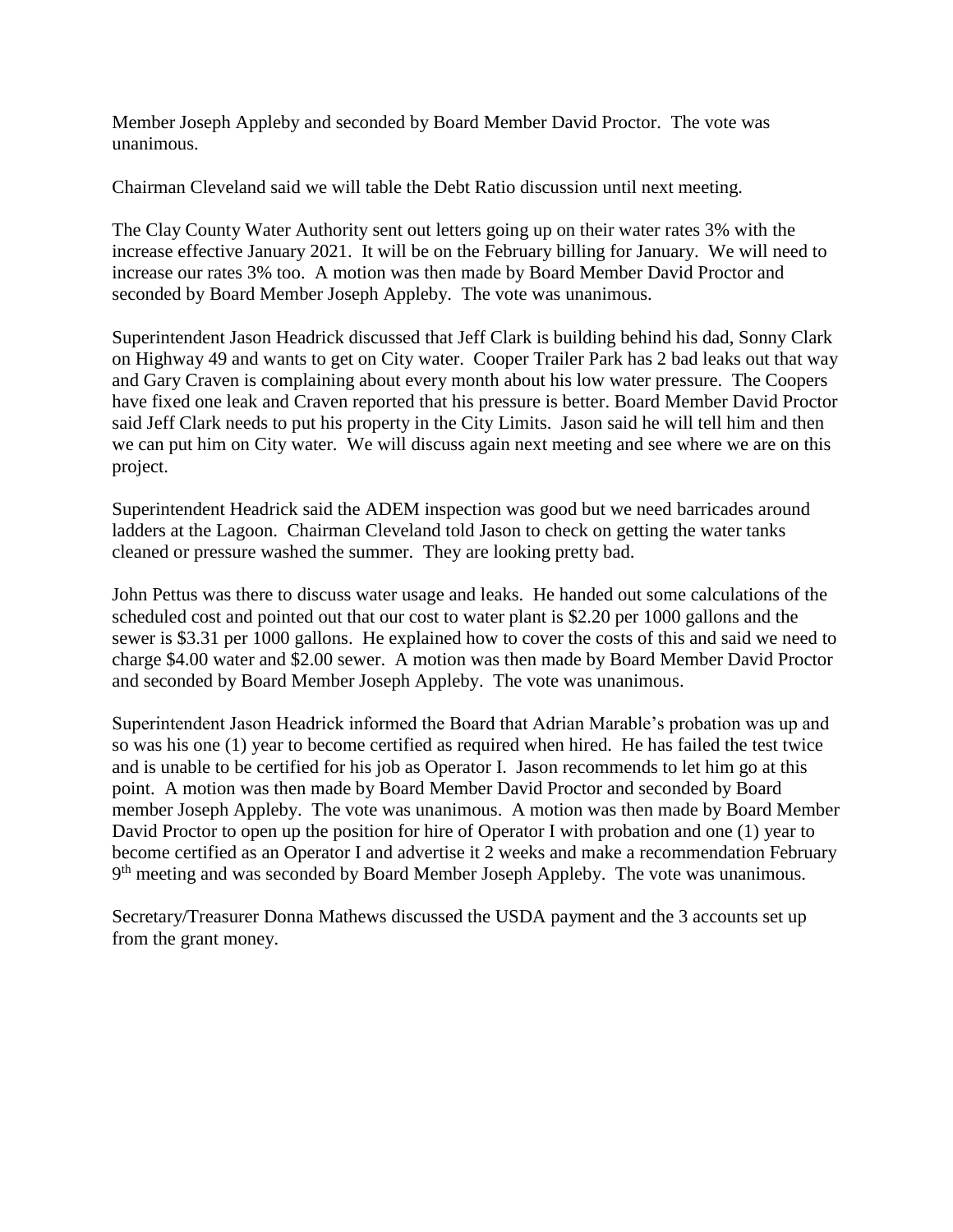Member Joseph Appleby and seconded by Board Member David Proctor. The vote was unanimous.

Chairman Cleveland said we will table the Debt Ratio discussion until next meeting.

The Clay County Water Authority sent out letters going up on their water rates 3% with the increase effective January 2021. It will be on the February billing for January. We will need to increase our rates 3% too. A motion was then made by Board Member David Proctor and seconded by Board Member Joseph Appleby. The vote was unanimous.

Superintendent Jason Headrick discussed that Jeff Clark is building behind his dad, Sonny Clark on Highway 49 and wants to get on City water. Cooper Trailer Park has 2 bad leaks out that way and Gary Craven is complaining about every month about his low water pressure. The Coopers have fixed one leak and Craven reported that his pressure is better. Board Member David Proctor said Jeff Clark needs to put his property in the City Limits. Jason said he will tell him and then we can put him on City water. We will discuss again next meeting and see where we are on this project.

Superintendent Headrick said the ADEM inspection was good but we need barricades around ladders at the Lagoon. Chairman Cleveland told Jason to check on getting the water tanks cleaned or pressure washed the summer. They are looking pretty bad.

John Pettus was there to discuss water usage and leaks. He handed out some calculations of the scheduled cost and pointed out that our cost to water plant is $2.20 per 1000 gallons and the sewer is $3.31 per 1000 gallons. He explained how to cover the costs of this and said we need to charge $4.00 water and $2.00 sewer. A motion was then made by Board Member David Proctor and seconded by Board Member Joseph Appleby. The vote was unanimous.

Superintendent Jason Headrick informed the Board that Adrian Marable's probation was up and so was his one (1) year to become certified as required when hired. He has failed the test twice and is unable to be certified for his job as Operator I. Jason recommends to let him go at this point. A motion was then made by Board Member David Proctor and seconded by Board member Joseph Appleby. The vote was unanimous. A motion was then made by Board Member David Proctor to open up the position for hire of Operator I with probation and one (1) year to become certified as an Operator I and advertise it 2 weeks and make a recommendation February 9th meeting and was seconded by Board Member Joseph Appleby. The vote was unanimous.

Secretary/Treasurer Donna Mathews discussed the USDA payment and the 3 accounts set up from the grant money.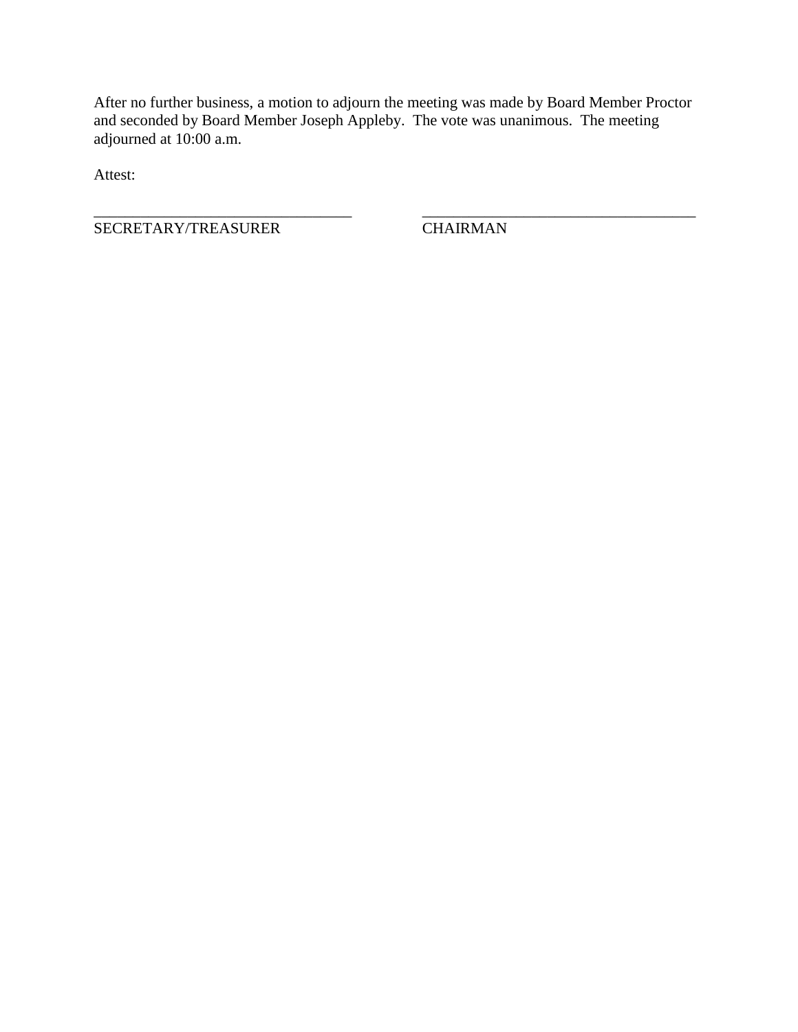After no further business, a motion to adjourn the meeting was made by Board Member Proctor and seconded by Board Member Joseph Appleby. The vote was unanimous. The meeting adjourned at 10:00 a.m.

Attest:

| | |
|---|---|
| ________________________________ | ________________________________ |
| SECRETARY/TREASURER | CHAIRMAN |